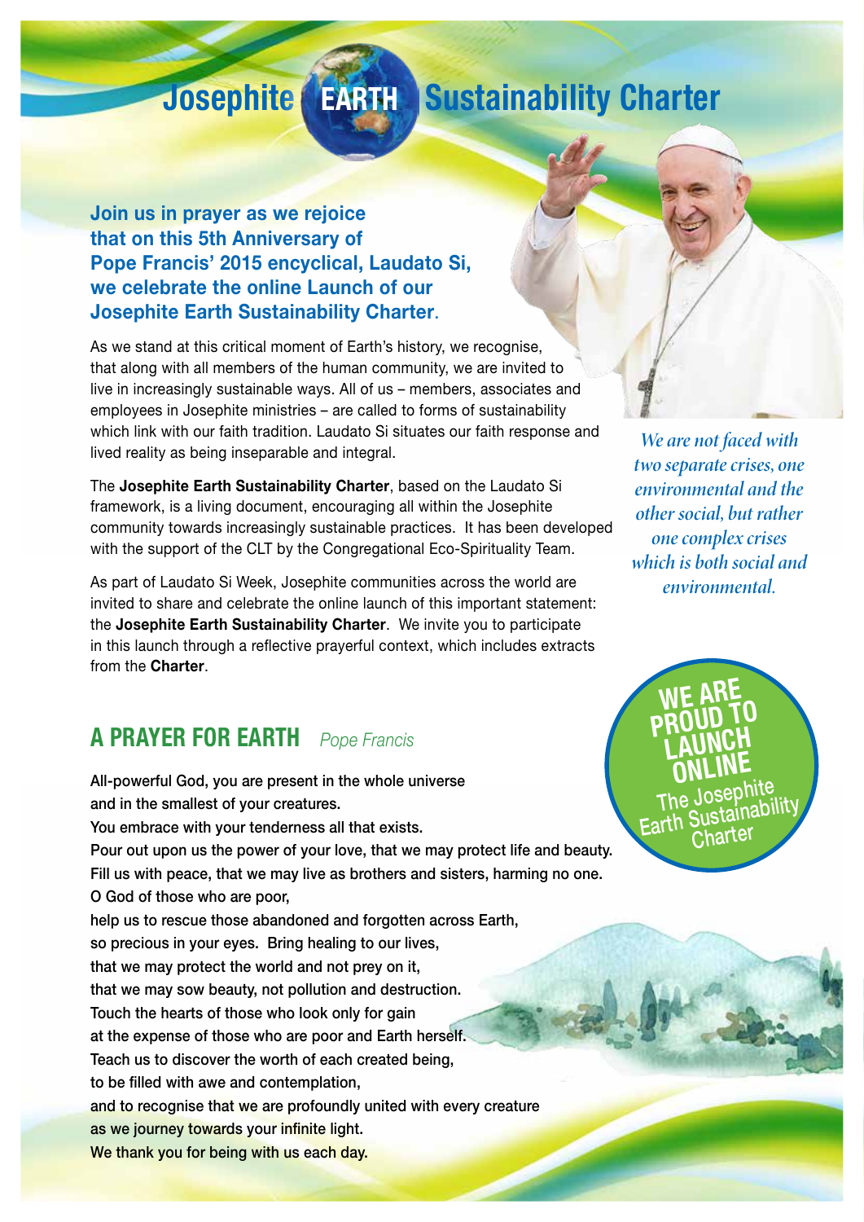# Josephite EARTH Sustainability Charter

**Join us in prayer as we rejoice that on this 5th Anniversary of Pope Francis' 2015 encyclical, Laudato Si, we celebrate the online Launch of our Josephite Earth Sustainability Charter.**

As we stand at this critical moment of Earth's history, we recognise, that along with all members of the human community, we are invited to live in increasingly sustainable ways. All of us – members, associates and employees in Josephite ministries – are called to forms of sustainability which link with our faith tradition. Laudato Si situates our faith response and lived reality as being inseparable and integral.

The **Josephite Earth Sustainability Charter**, based on the Laudato Si framework, is a living document, encouraging all within the Josephite community towards increasingly sustainable practices. It has been developed with the support of the CLT by the Congregational Eco-Spirituality Team.

As part of Laudato Si Week, Josephite communities across the world are invited to share and celebrate the online launch of this important statement: the **Josephite Earth Sustainability Charter**. We invite you to participate in this launch through a reflective prayerful context, which includes extracts from the **Charter**.

*We are not faced with two separate crises, one environmental and the other social, but rather one complex crises which is both social and environmental.*

**WE ARE PROUD TO LAUNCH ONLINE** The Josephite Earth Sustainability Charter

## A PRAYER FOR EARTH *Pope Francis*

All-powerful God, you are present in the whole universe
and in the smallest of your creatures.
You embrace with your tenderness all that exists.
Pour out upon us the power of your love, that we may protect life and beauty.
Fill us with peace, that we may live as brothers and sisters, harming no one.
O God of those who are poor,
help us to rescue those abandoned and forgotten across Earth,
so precious in your eyes. Bring healing to our lives,
that we may protect the world and not prey on it,
that we may sow beauty, not pollution and destruction.
Touch the hearts of those who look only for gain
at the expense of those who are poor and Earth herself.
Teach us to discover the worth of each created being,
to be filled with awe and contemplation,
and to recognise that we are profoundly united with every creature
as we journey towards your infinite light.
We thank you for being with us each day.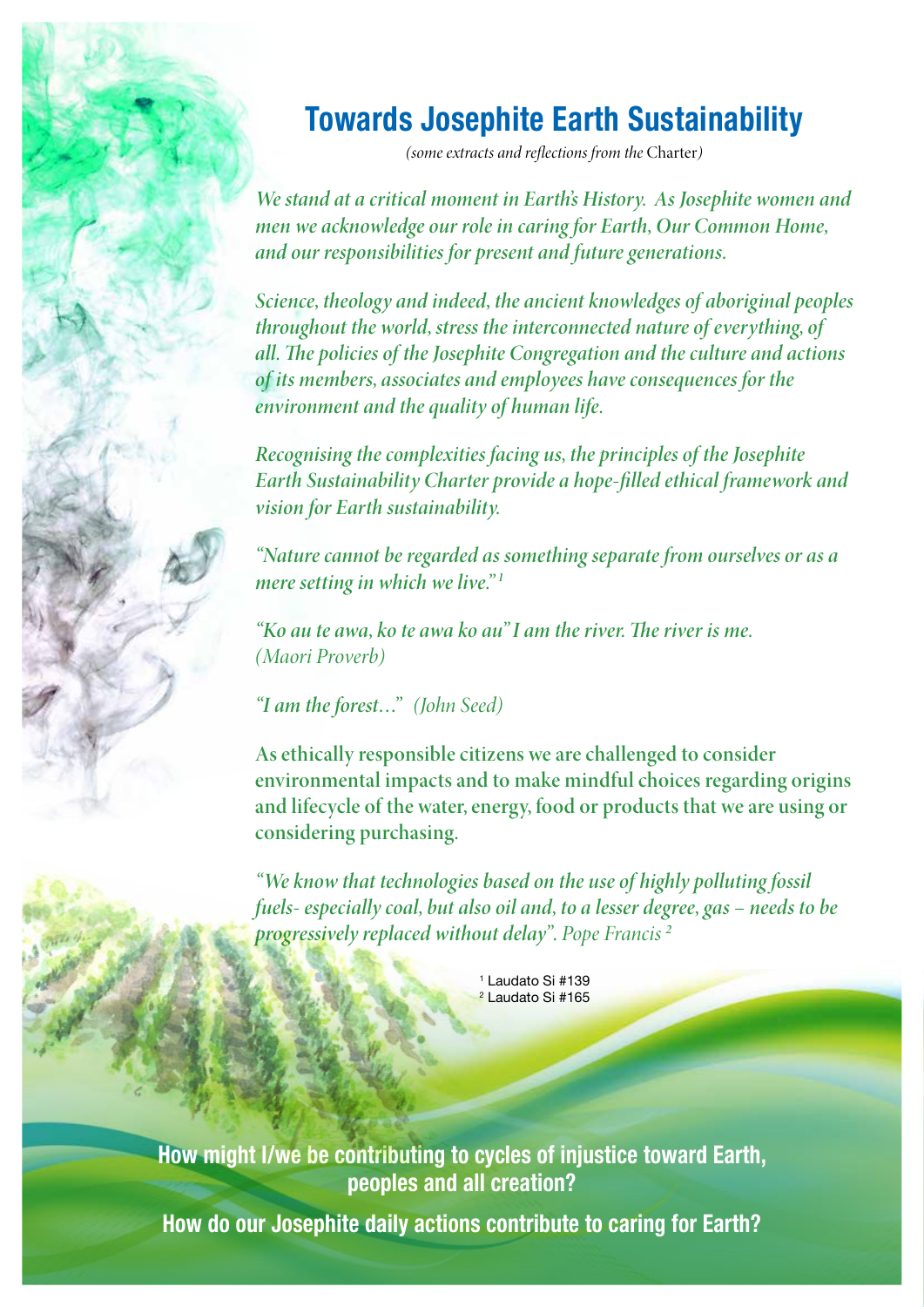# Towards Josephite Earth Sustainability

*(some extracts and reflections from the* Charter*)*

*We stand at a critical moment in Earth's History. As Josephite women and men we acknowledge our role in caring for Earth, Our Common Home, and our responsibilities for present and future generations.*

*Science, theology and indeed, the ancient knowledges of aboriginal peoples throughout the world, stress the interconnected nature of everything, of all. The policies of the Josephite Congregation and the culture and actions of its members, associates and employees have consequences for the environment and the quality of human life.*

*Recognising the complexities facing us, the principles of the Josephite Earth Sustainability Charter provide a hope-filled ethical framework and vision for Earth sustainability.*

*"Nature cannot be regarded as something separate from ourselves or as a mere setting in which we live."*[1]

*"Ko au te awa, ko te awa ko au" I am the river. The river is me. (Maori Proverb)*

*"I am the forest…" (John Seed)*

As ethically responsible citizens we are challenged to consider environmental impacts and to make mindful choices regarding origins and lifecycle of the water, energy, food or products that we are using or considering purchasing.

*"We know that technologies based on the use of highly polluting fossil fuels- especially coal, but also oil and, to a lesser degree, gas – needs to be progressively replaced without delay". Pope Francis*[2]

[1] Laudato Si #139
[2] Laudato Si #165

**How might I/we be contributing to cycles of injustice toward Earth, peoples and all creation?**

**How do our Josephite daily actions contribute to caring for Earth?**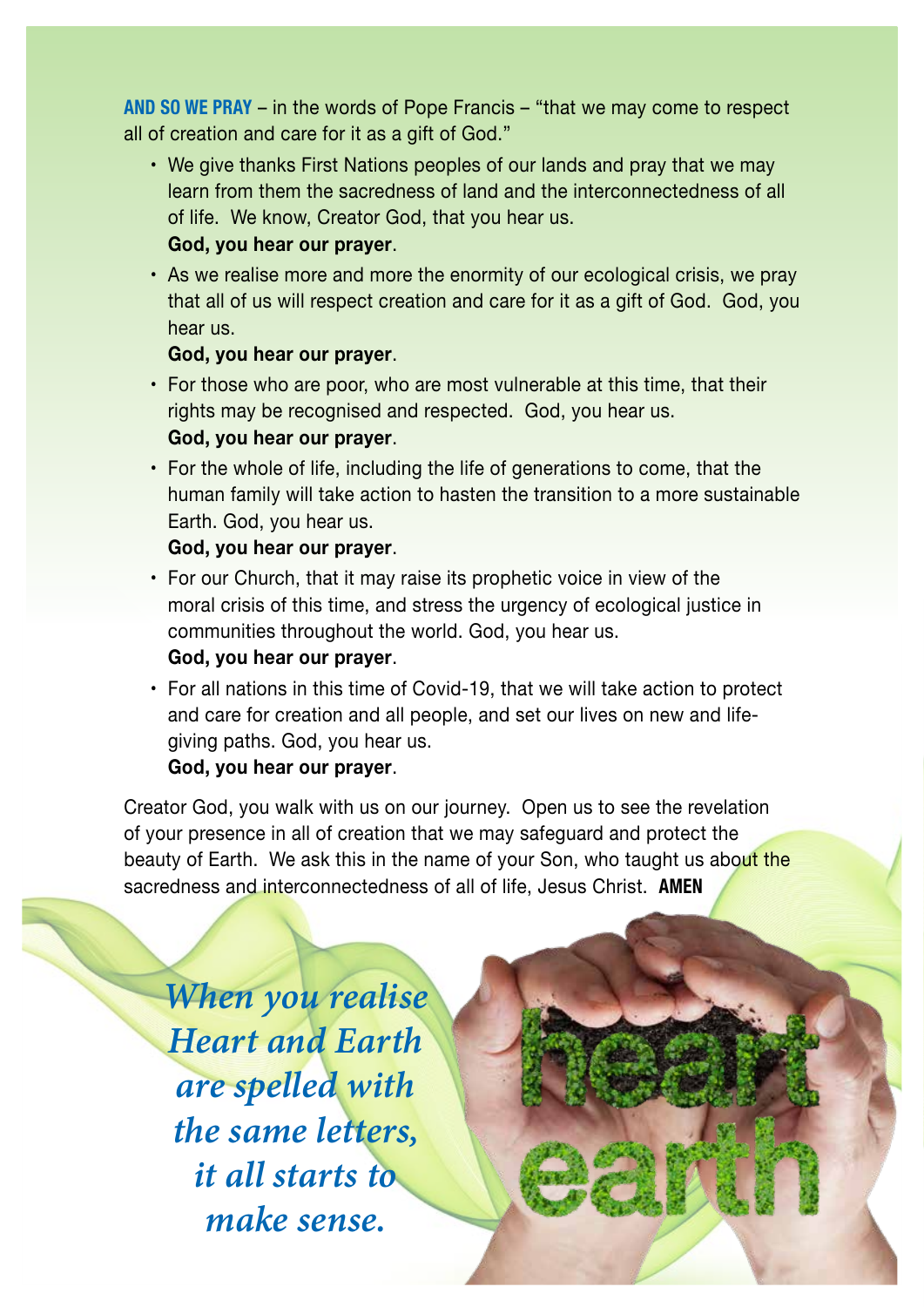**AND SO WE PRAY** – in the words of Pope Francis – "that we may come to respect all of creation and care for it as a gift of God."

- We give thanks First Nations peoples of our lands and pray that we may learn from them the sacredness of land and the interconnectedness of all of life. We know, Creator God, that you hear us.
  **God, you hear our prayer**.
- As we realise more and more the enormity of our ecological crisis, we pray that all of us will respect creation and care for it as a gift of God. God, you hear us.
  **God, you hear our prayer**.
- For those who are poor, who are most vulnerable at this time, that their rights may be recognised and respected. God, you hear us.
  **God, you hear our prayer**.
- For the whole of life, including the life of generations to come, that the human family will take action to hasten the transition to a more sustainable Earth. God, you hear us.
  **God, you hear our prayer**.
- For our Church, that it may raise its prophetic voice in view of the moral crisis of this time, and stress the urgency of ecological justice in communities throughout the world. God, you hear us.
  **God, you hear our prayer**.
- For all nations in this time of Covid-19, that we will take action to protect and care for creation and all people, and set our lives on new and life-giving paths. God, you hear us.
  **God, you hear our prayer**.

Creator God, you walk with us on our journey. Open us to see the revelation of your presence in all of creation that we may safeguard and protect the beauty of Earth. We ask this in the name of your Son, who taught us about the sacredness and interconnectedness of all of life, Jesus Christ. **AMEN**

*When you realise Heart and Earth are spelled with the same letters, it all starts to make sense.*

heart

earth